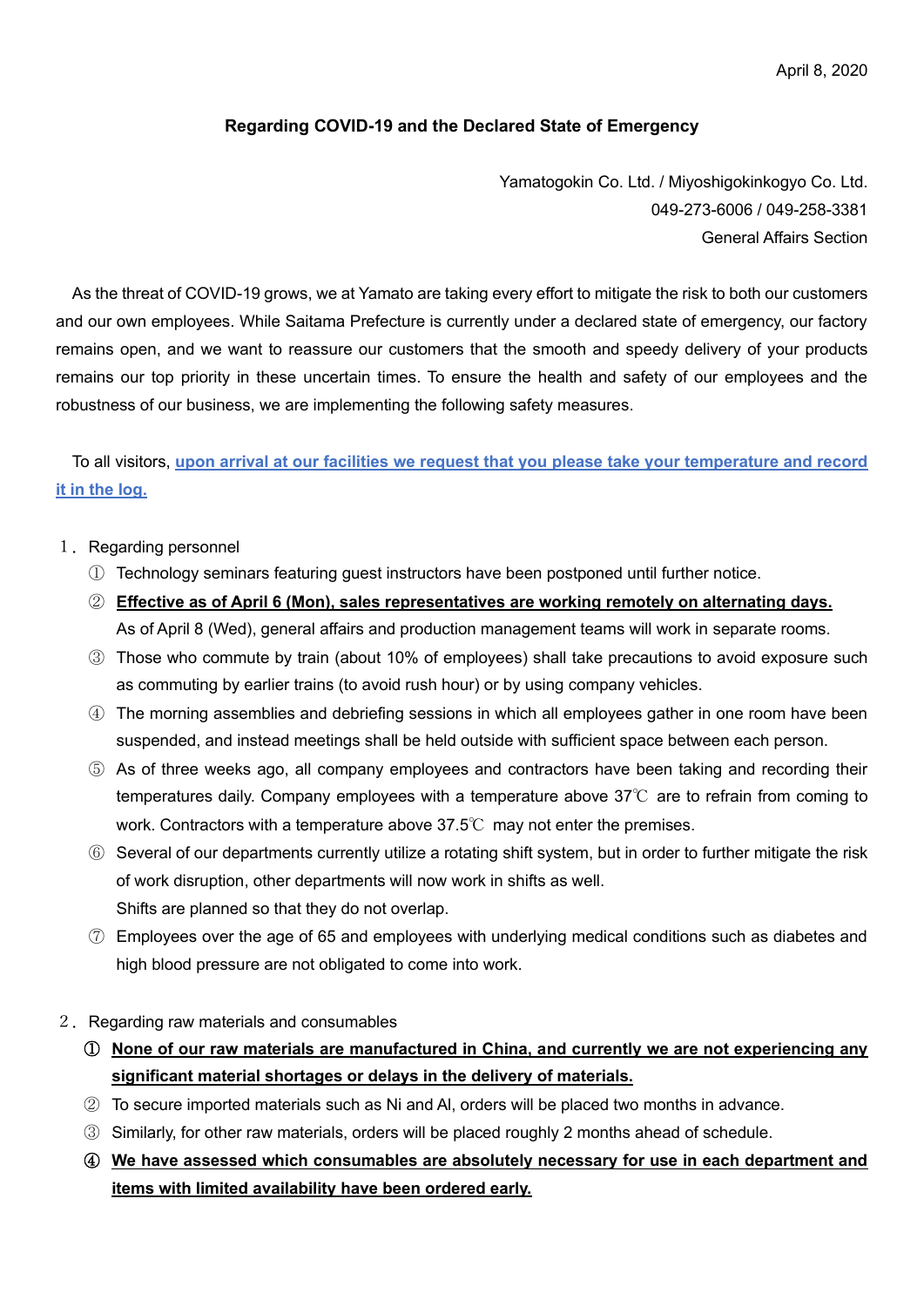April 8, 2020

## Regarding COVID-19 and the Declared State of Emergency

Yamatogokin Co. Ltd. / Miyoshigokinkogyo Co. Ltd.
049-273-6006 / 049-258-3381
General Affairs Section

As the threat of COVID-19 grows, we at Yamato are taking every effort to mitigate the risk to both our customers and our own employees. While Saitama Prefecture is currently under a declared state of emergency, our factory remains open, and we want to reassure our customers that the smooth and speedy delivery of your products remains our top priority in these uncertain times. To ensure the health and safety of our employees and the robustness of our business, we are implementing the following safety measures.

To all visitors, **upon arrival at our facilities we request that you please take your temperature and record it in the log.**

1．Regarding personnel

① Technology seminars featuring guest instructors have been postponed until further notice.

② **Effective as of April 6 (Mon), sales representatives are working remotely on alternating days.**
As of April 8 (Wed), general affairs and production management teams will work in separate rooms.

③ Those who commute by train (about 10% of employees) shall take precautions to avoid exposure such as commuting by earlier trains (to avoid rush hour) or by using company vehicles.

④ The morning assemblies and debriefing sessions in which all employees gather in one room have been suspended, and instead meetings shall be held outside with sufficient space between each person.

⑤ As of three weeks ago, all company employees and contractors have been taking and recording their temperatures daily. Company employees with a temperature above 37℃ are to refrain from coming to work. Contractors with a temperature above 37.5℃ may not enter the premises.

⑥ Several of our departments currently utilize a rotating shift system, but in order to further mitigate the risk of work disruption, other departments will now work in shifts as well.
Shifts are planned so that they do not overlap.

⑦ Employees over the age of 65 and employees with underlying medical conditions such as diabetes and high blood pressure are not obligated to come into work.

2．Regarding raw materials and consumables

① **None of our raw materials are manufactured in China, and currently we are not experiencing any significant material shortages or delays in the delivery of materials.**

② To secure imported materials such as Ni and Al, orders will be placed two months in advance.

③ Similarly, for other raw materials, orders will be placed roughly 2 months ahead of schedule.

④ **We have assessed which consumables are absolutely necessary for use in each department and items with limited availability have been ordered early.**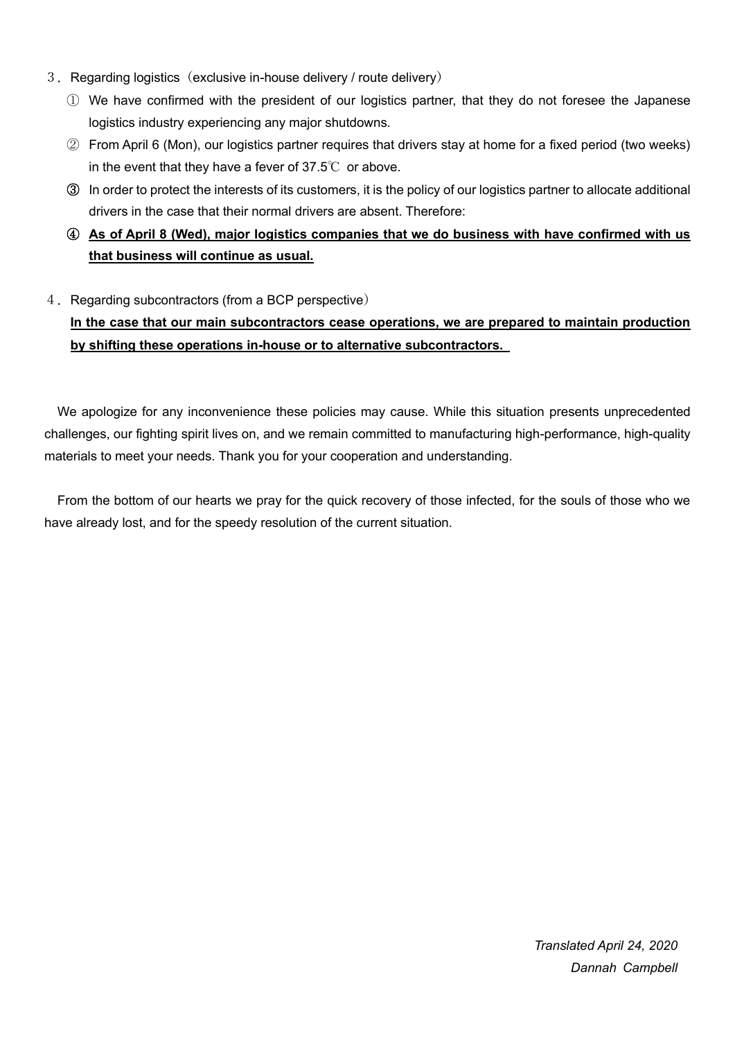3．Regarding logistics（exclusive in-house delivery / route delivery）

① We have confirmed with the president of our logistics partner, that they do not foresee the Japanese logistics industry experiencing any major shutdowns.

② From April 6 (Mon), our logistics partner requires that drivers stay at home for a fixed period (two weeks) in the event that they have a fever of 37.5℃ or above.

③ In order to protect the interests of its customers, it is the policy of our logistics partner to allocate additional drivers in the case that their normal drivers are absent. Therefore:

④ **<u>As of April 8 (Wed), major logistics companies that we do business with have confirmed with us that business will continue as usual.</u>**

4．Regarding subcontractors (from a BCP perspective）

**<u>In the case that our main subcontractors cease operations, we are prepared to maintain production by shifting these operations in-house or to alternative subcontractors.</u>**

We apologize for any inconvenience these policies may cause. While this situation presents unprecedented challenges, our fighting spirit lives on, and we remain committed to manufacturing high-performance, high-quality materials to meet your needs. Thank you for your cooperation and understanding.

From the bottom of our hearts we pray for the quick recovery of those infected, for the souls of those who we have already lost, and for the speedy resolution of the current situation.

*Translated April 24, 2020*

*Dannah Campbell*